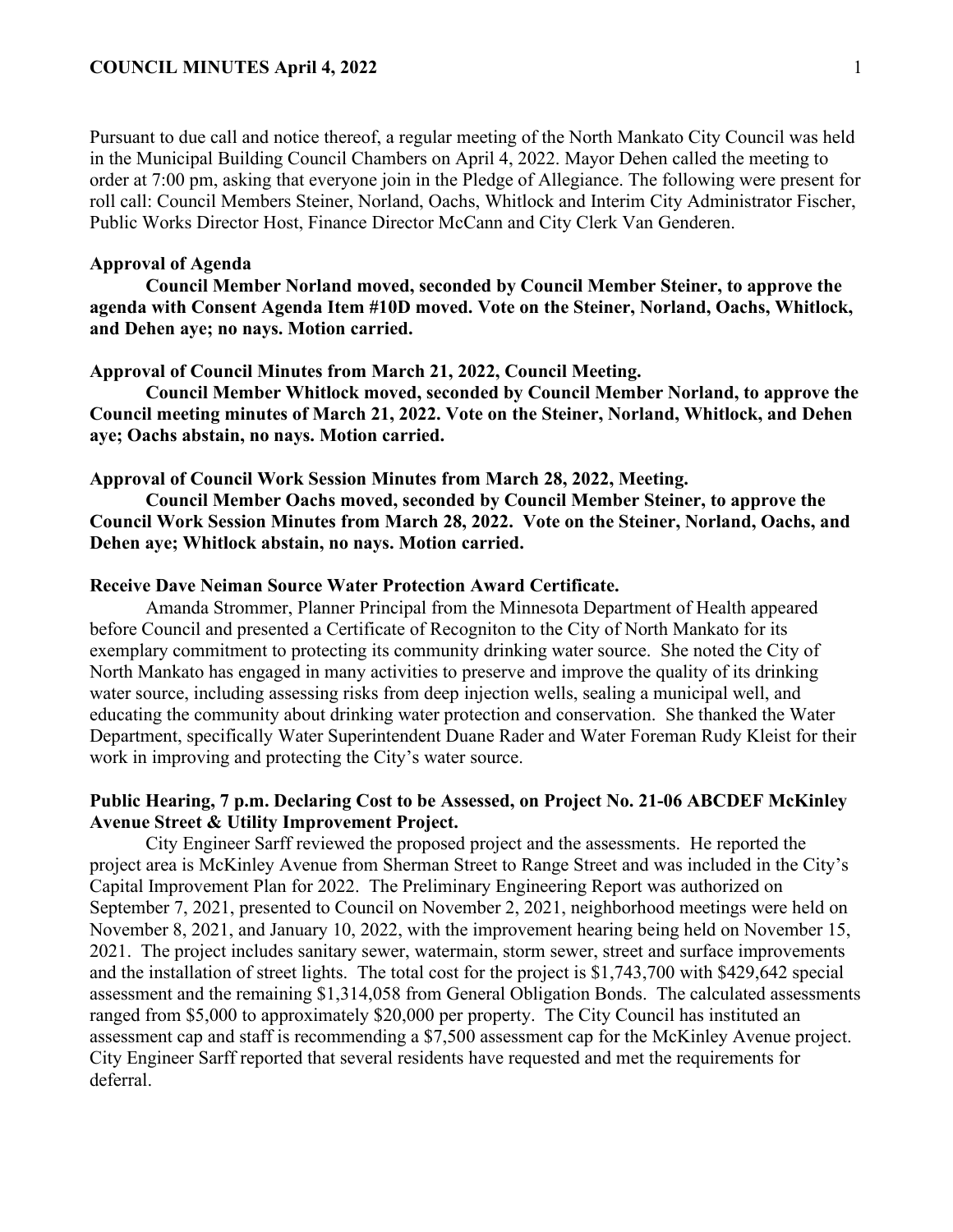Pursuant to due call and notice thereof, a regular meeting of the North Mankato City Council was held in the Municipal Building Council Chambers on April 4, 2022. Mayor Dehen called the meeting to order at 7:00 pm, asking that everyone join in the Pledge of Allegiance. The following were present for roll call: Council Members Steiner, Norland, Oachs, Whitlock and Interim City Administrator Fischer, Public Works Director Host, Finance Director McCann and City Clerk Van Genderen.

**Approval of Agenda**

**Council Member Norland moved, seconded by Council Member Steiner, to approve the agenda with Consent Agenda Item #10D moved. Vote on the Steiner, Norland, Oachs, Whitlock, and Dehen aye; no nays. Motion carried.**

**Approval of Council Minutes from March 21, 2022, Council Meeting.**

**Council Member Whitlock moved, seconded by Council Member Norland, to approve the Council meeting minutes of March 21, 2022. Vote on the Steiner, Norland, Whitlock, and Dehen aye; Oachs abstain, no nays. Motion carried.**

**Approval of Council Work Session Minutes from March 28, 2022, Meeting.**

**Council Member Oachs moved, seconded by Council Member Steiner, to approve the Council Work Session Minutes from March 28, 2022. Vote on the Steiner, Norland, Oachs, and Dehen aye; Whitlock abstain, no nays. Motion carried.**

**Receive Dave Neiman Source Water Protection Award Certificate.**

Amanda Strommer, Planner Principal from the Minnesota Department of Health appeared before Council and presented a Certificate of Recogniton to the City of North Mankato for its exemplary commitment to protecting its community drinking water source. She noted the City of North Mankato has engaged in many activities to preserve and improve the quality of its drinking water source, including assessing risks from deep injection wells, sealing a municipal well, and educating the community about drinking water protection and conservation. She thanked the Water Department, specifically Water Superintendent Duane Rader and Water Foreman Rudy Kleist for their work in improving and protecting the City's water source.

**Public Hearing, 7 p.m. Declaring Cost to be Assessed, on Project No. 21-06 ABCDEF McKinley Avenue Street & Utility Improvement Project.**

City Engineer Sarff reviewed the proposed project and the assessments. He reported the project area is McKinley Avenue from Sherman Street to Range Street and was included in the City's Capital Improvement Plan for 2022. The Preliminary Engineering Report was authorized on September 7, 2021, presented to Council on November 2, 2021, neighborhood meetings were held on November 8, 2021, and January 10, 2022, with the improvement hearing being held on November 15, 2021. The project includes sanitary sewer, watermain, storm sewer, street and surface improvements and the installation of street lights. The total cost for the project is $1,743,700 with $429,642 special assessment and the remaining $1,314,058 from General Obligation Bonds. The calculated assessments ranged from $5,000 to approximately $20,000 per property. The City Council has instituted an assessment cap and staff is recommending a $7,500 assessment cap for the McKinley Avenue project. City Engineer Sarff reported that several residents have requested and met the requirements for deferral.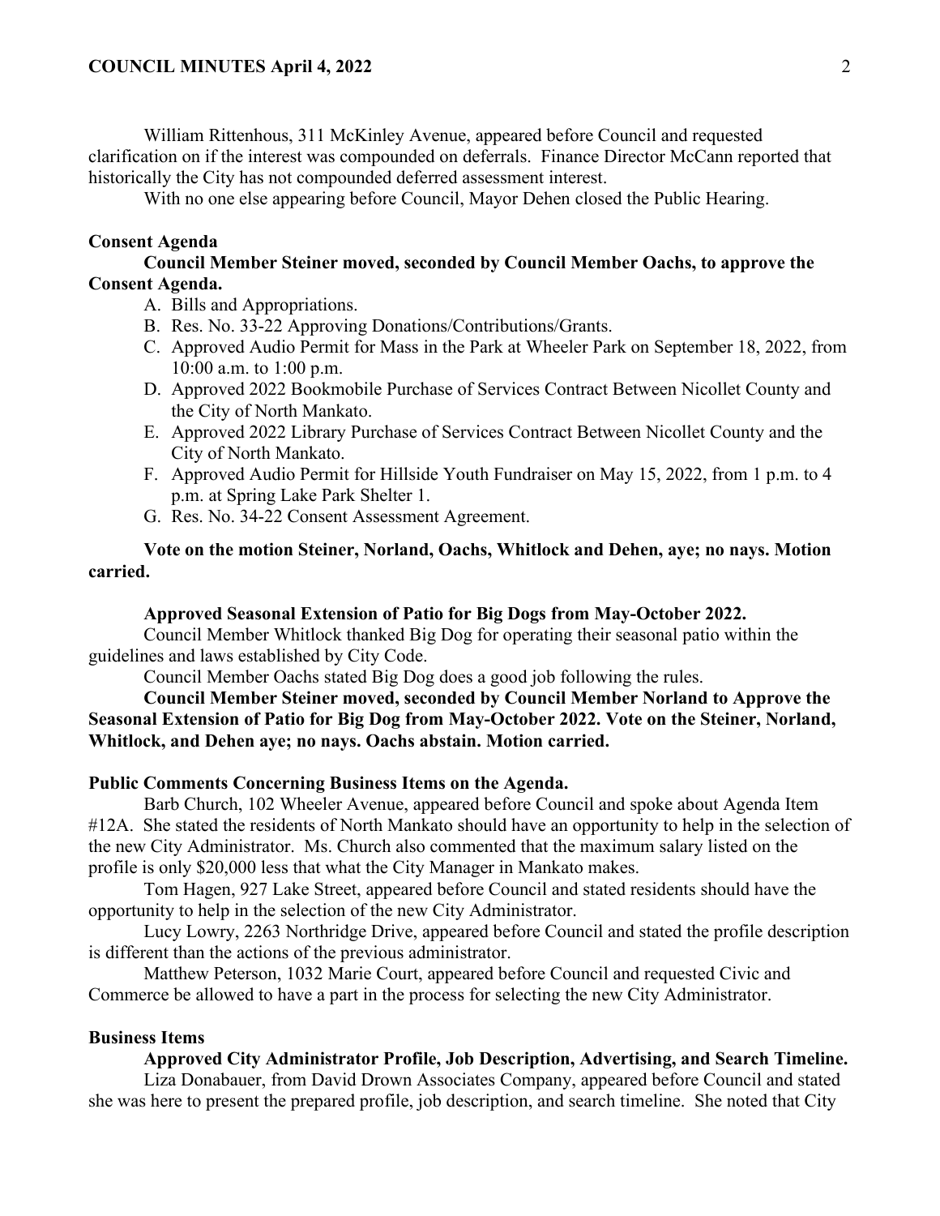William Rittenhous, 311 McKinley Avenue, appeared before Council and requested clarification on if the interest was compounded on deferrals. Finance Director McCann reported that historically the City has not compounded deferred assessment interest.

With no one else appearing before Council, Mayor Dehen closed the Public Hearing.

**Consent Agenda**

**Council Member Steiner moved, seconded by Council Member Oachs, to approve the Consent Agenda.**

A. Bills and Appropriations.
B. Res. No. 33-22 Approving Donations/Contributions/Grants.
C. Approved Audio Permit for Mass in the Park at Wheeler Park on September 18, 2022, from 10:00 a.m. to 1:00 p.m.
D. Approved 2022 Bookmobile Purchase of Services Contract Between Nicollet County and the City of North Mankato.
E. Approved 2022 Library Purchase of Services Contract Between Nicollet County and the City of North Mankato.
F. Approved Audio Permit for Hillside Youth Fundraiser on May 15, 2022, from 1 p.m. to 4 p.m. at Spring Lake Park Shelter 1.
G. Res. No. 34-22 Consent Assessment Agreement.

**Vote on the motion Steiner, Norland, Oachs, Whitlock and Dehen, aye; no nays. Motion carried.**

**Approved Seasonal Extension of Patio for Big Dogs from May-October 2022.**

Council Member Whitlock thanked Big Dog for operating their seasonal patio within the guidelines and laws established by City Code.

Council Member Oachs stated Big Dog does a good job following the rules.

**Council Member Steiner moved, seconded by Council Member Norland to Approve the Seasonal Extension of Patio for Big Dog from May-October 2022. Vote on the Steiner, Norland, Whitlock, and Dehen aye; no nays. Oachs abstain. Motion carried.**

**Public Comments Concerning Business Items on the Agenda.**

Barb Church, 102 Wheeler Avenue, appeared before Council and spoke about Agenda Item #12A. She stated the residents of North Mankato should have an opportunity to help in the selection of the new City Administrator. Ms. Church also commented that the maximum salary listed on the profile is only $20,000 less that what the City Manager in Mankato makes.

Tom Hagen, 927 Lake Street, appeared before Council and stated residents should have the opportunity to help in the selection of the new City Administrator.

Lucy Lowry, 2263 Northridge Drive, appeared before Council and stated the profile description is different than the actions of the previous administrator.

Matthew Peterson, 1032 Marie Court, appeared before Council and requested Civic and Commerce be allowed to have a part in the process for selecting the new City Administrator.

**Business Items**

**Approved City Administrator Profile, Job Description, Advertising, and Search Timeline.**

Liza Donabauer, from David Drown Associates Company, appeared before Council and stated she was here to present the prepared profile, job description, and search timeline. She noted that City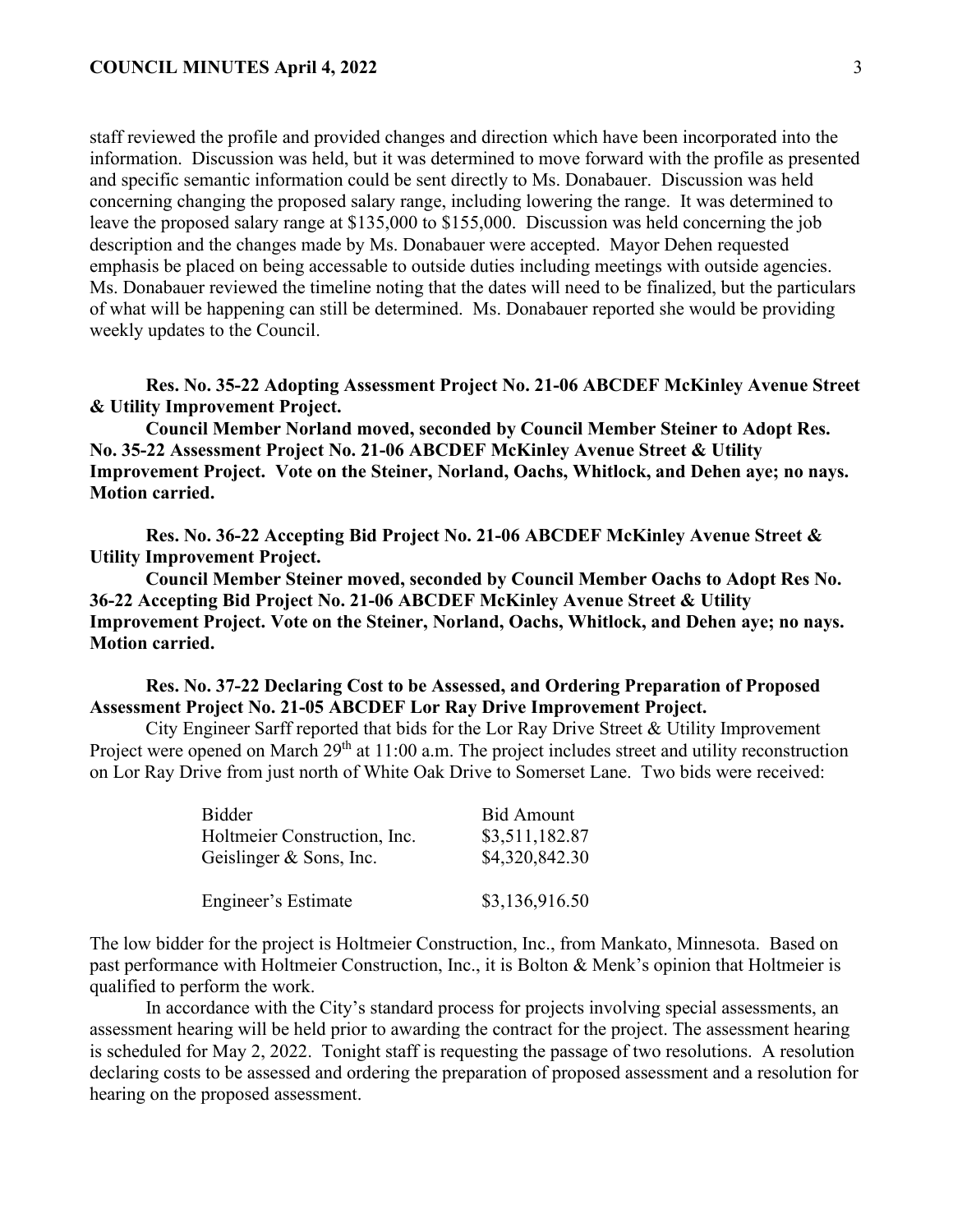staff reviewed the profile and provided changes and direction which have been incorporated into the information. Discussion was held, but it was determined to move forward with the profile as presented and specific semantic information could be sent directly to Ms. Donabauer. Discussion was held concerning changing the proposed salary range, including lowering the range. It was determined to leave the proposed salary range at $135,000 to $155,000. Discussion was held concerning the job description and the changes made by Ms. Donabauer were accepted. Mayor Dehen requested emphasis be placed on being accessable to outside duties including meetings with outside agencies. Ms. Donabauer reviewed the timeline noting that the dates will need to be finalized, but the particulars of what will be happening can still be determined. Ms. Donabauer reported she would be providing weekly updates to the Council.

**Res. No. 35-22 Adopting Assessment Project No. 21-06 ABCDEF McKinley Avenue Street & Utility Improvement Project.**

**Council Member Norland moved, seconded by Council Member Steiner to Adopt Res. No. 35-22 Assessment Project No. 21-06 ABCDEF McKinley Avenue Street & Utility Improvement Project. Vote on the Steiner, Norland, Oachs, Whitlock, and Dehen aye; no nays. Motion carried.**

**Res. No. 36-22 Accepting Bid Project No. 21-06 ABCDEF McKinley Avenue Street & Utility Improvement Project.**

**Council Member Steiner moved, seconded by Council Member Oachs to Adopt Res No. 36-22 Accepting Bid Project No. 21-06 ABCDEF McKinley Avenue Street & Utility Improvement Project. Vote on the Steiner, Norland, Oachs, Whitlock, and Dehen aye; no nays. Motion carried.**

**Res. No. 37-22 Declaring Cost to be Assessed, and Ordering Preparation of Proposed Assessment Project No. 21-05 ABCDEF Lor Ray Drive Improvement Project.**

City Engineer Sarff reported that bids for the Lor Ray Drive Street & Utility Improvement Project were opened on March 29th at 11:00 a.m. The project includes street and utility reconstruction on Lor Ray Drive from just north of White Oak Drive to Somerset Lane. Two bids were received:

| Bidder | Bid Amount |
|---|---|
| Holtmeier Construction, Inc. | $3,511,182.87 |
| Geislinger & Sons, Inc. | $4,320,842.30 |
| Engineer's Estimate | $3,136,916.50 |

The low bidder for the project is Holtmeier Construction, Inc., from Mankato, Minnesota. Based on past performance with Holtmeier Construction, Inc., it is Bolton & Menk's opinion that Holtmeier is qualified to perform the work.

In accordance with the City's standard process for projects involving special assessments, an assessment hearing will be held prior to awarding the contract for the project. The assessment hearing is scheduled for May 2, 2022. Tonight staff is requesting the passage of two resolutions. A resolution declaring costs to be assessed and ordering the preparation of proposed assessment and a resolution for hearing on the proposed assessment.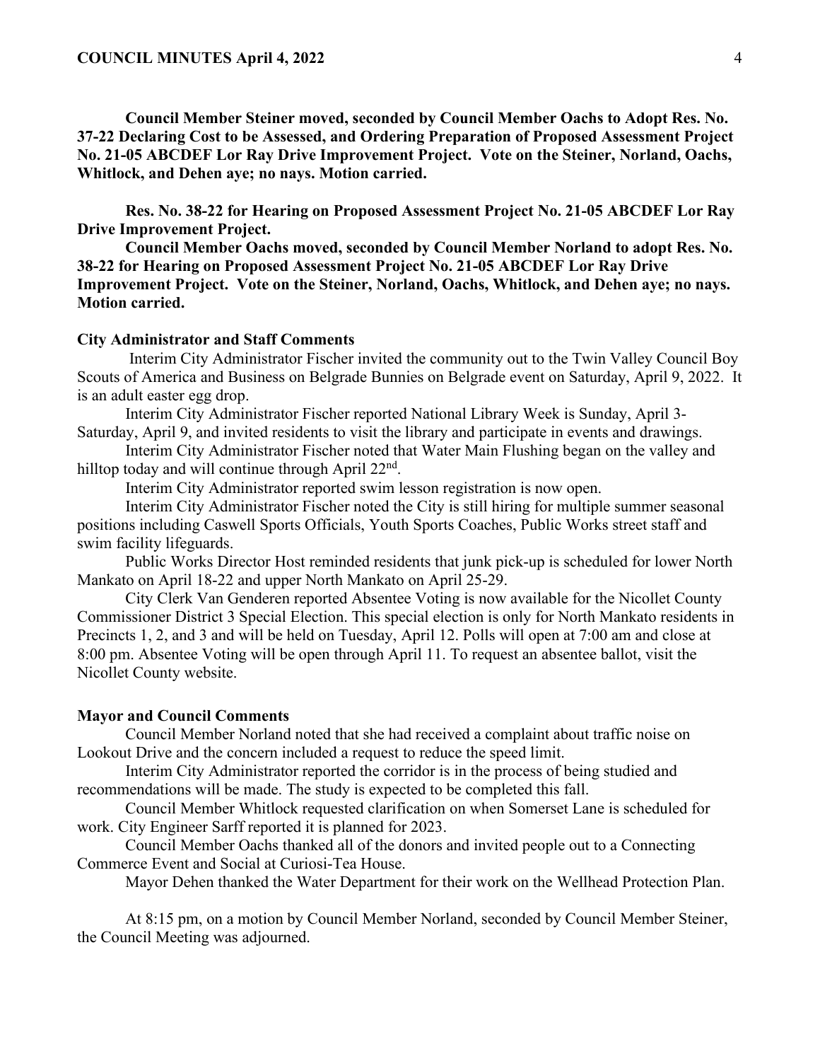**Council Member Steiner moved, seconded by Council Member Oachs to Adopt Res. No. 37-22 Declaring Cost to be Assessed, and Ordering Preparation of Proposed Assessment Project No. 21-05 ABCDEF Lor Ray Drive Improvement Project. Vote on the Steiner, Norland, Oachs, Whitlock, and Dehen aye; no nays. Motion carried.**

**Res. No. 38-22 for Hearing on Proposed Assessment Project No. 21-05 ABCDEF Lor Ray Drive Improvement Project.**

**Council Member Oachs moved, seconded by Council Member Norland to adopt Res. No. 38-22 for Hearing on Proposed Assessment Project No. 21-05 ABCDEF Lor Ray Drive Improvement Project. Vote on the Steiner, Norland, Oachs, Whitlock, and Dehen aye; no nays. Motion carried.**

### City Administrator and Staff Comments

Interim City Administrator Fischer invited the community out to the Twin Valley Council Boy Scouts of America and Business on Belgrade Bunnies on Belgrade event on Saturday, April 9, 2022. It is an adult easter egg drop.

Interim City Administrator Fischer reported National Library Week is Sunday, April 3-Saturday, April 9, and invited residents to visit the library and participate in events and drawings.

Interim City Administrator Fischer noted that Water Main Flushing began on the valley and hilltop today and will continue through April 22nd.

Interim City Administrator reported swim lesson registration is now open.

Interim City Administrator Fischer noted the City is still hiring for multiple summer seasonal positions including Caswell Sports Officials, Youth Sports Coaches, Public Works street staff and swim facility lifeguards.

Public Works Director Host reminded residents that junk pick-up is scheduled for lower North Mankato on April 18-22 and upper North Mankato on April 25-29.

City Clerk Van Genderen reported Absentee Voting is now available for the Nicollet County Commissioner District 3 Special Election. This special election is only for North Mankato residents in Precincts 1, 2, and 3 and will be held on Tuesday, April 12. Polls will open at 7:00 am and close at 8:00 pm. Absentee Voting will be open through April 11. To request an absentee ballot, visit the Nicollet County website.

### Mayor and Council Comments

Council Member Norland noted that she had received a complaint about traffic noise on Lookout Drive and the concern included a request to reduce the speed limit.

Interim City Administrator reported the corridor is in the process of being studied and recommendations will be made. The study is expected to be completed this fall.

Council Member Whitlock requested clarification on when Somerset Lane is scheduled for work. City Engineer Sarff reported it is planned for 2023.

Council Member Oachs thanked all of the donors and invited people out to a Connecting Commerce Event and Social at Curiosi-Tea House.

Mayor Dehen thanked the Water Department for their work on the Wellhead Protection Plan.

At 8:15 pm, on a motion by Council Member Norland, seconded by Council Member Steiner, the Council Meeting was adjourned.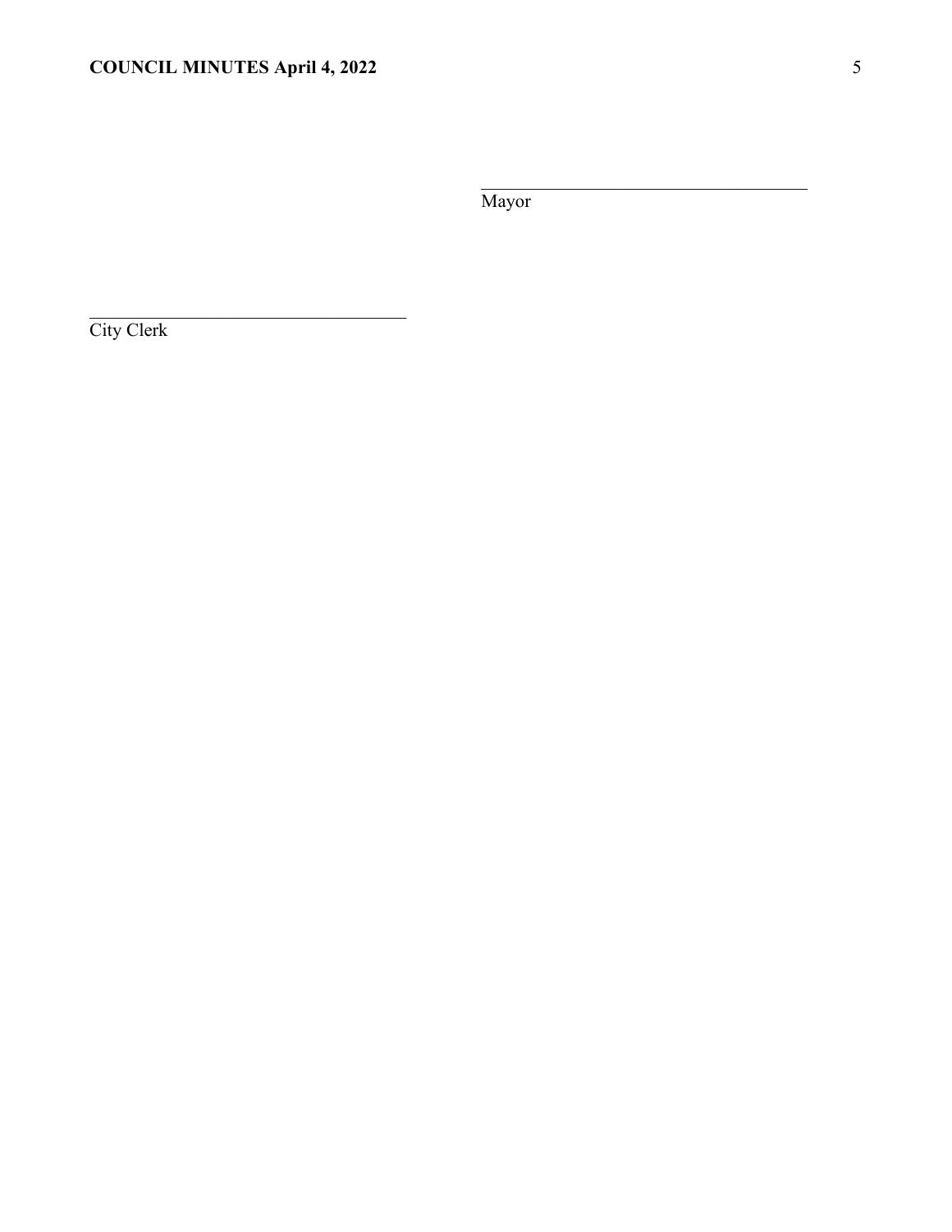\_\_\_\_\_\_\_\_\_\_\_\_\_\_\_\_\_\_\_\_\_\_\_\_\_\_\_\_\_\_\_\_\_\_\_\_
Mayor

\_\_\_\_\_\_\_\_\_\_\_\_\_\_\_\_\_\_\_\_\_\_\_\_\_\_\_\_\_\_\_\_\_\_\_\_
City Clerk